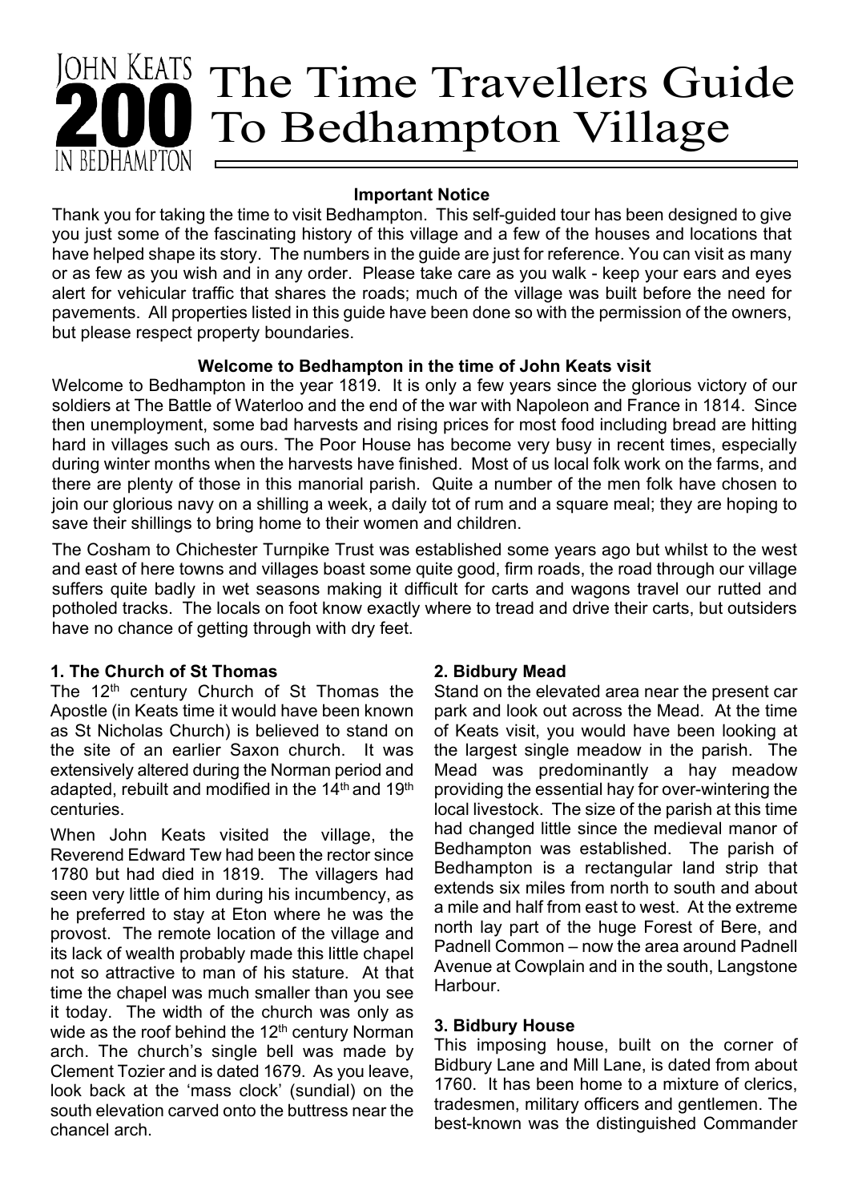JOHN KEATS 200 IN BEDHAMPTON

# The Time Travellers Guide To Bedhampton Village

**Important Notice**

Thank you for taking the time to visit Bedhampton. This self-guided tour has been designed to give you just some of the fascinating history of this village and a few of the houses and locations that have helped shape its story. The numbers in the guide are just for reference. You can visit as many or as few as you wish and in any order. Please take care as you walk - keep your ears and eyes alert for vehicular traffic that shares the roads; much of the village was built before the need for pavements. All properties listed in this guide have been done so with the permission of the owners, but please respect property boundaries.

**Welcome to Bedhampton in the time of John Keats visit**

Welcome to Bedhampton in the year 1819. It is only a few years since the glorious victory of our soldiers at The Battle of Waterloo and the end of the war with Napoleon and France in 1814. Since then unemployment, some bad harvests and rising prices for most food including bread are hitting hard in villages such as ours. The Poor House has become very busy in recent times, especially during winter months when the harvests have finished. Most of us local folk work on the farms, and there are plenty of those in this manorial parish. Quite a number of the men folk have chosen to join our glorious navy on a shilling a week, a daily tot of rum and a square meal; they are hoping to save their shillings to bring home to their women and children.

The Cosham to Chichester Turnpike Trust was established some years ago but whilst to the west and east of here towns and villages boast some quite good, firm roads, the road through our village suffers quite badly in wet seasons making it difficult for carts and wagons travel our rutted and potholed tracks. The locals on foot know exactly where to tread and drive their carts, but outsiders have no chance of getting through with dry feet.

**1. The Church of St Thomas**

The 12th century Church of St Thomas the Apostle (in Keats time it would have been known as St Nicholas Church) is believed to stand on the site of an earlier Saxon church. It was extensively altered during the Norman period and adapted, rebuilt and modified in the 14th and 19th centuries.

When John Keats visited the village, the Reverend Edward Tew had been the rector since 1780 but had died in 1819. The villagers had seen very little of him during his incumbency, as he preferred to stay at Eton where he was the provost. The remote location of the village and its lack of wealth probably made this little chapel not so attractive to man of his stature. At that time the chapel was much smaller than you see it today. The width of the church was only as wide as the roof behind the 12th century Norman arch. The church's single bell was made by Clement Tozier and is dated 1679. As you leave, look back at the 'mass clock' (sundial) on the south elevation carved onto the buttress near the chancel arch.

**2. Bidbury Mead**

Stand on the elevated area near the present car park and look out across the Mead. At the time of Keats visit, you would have been looking at the largest single meadow in the parish. The Mead was predominantly a hay meadow providing the essential hay for over-wintering the local livestock. The size of the parish at this time had changed little since the medieval manor of Bedhampton was established. The parish of Bedhampton is a rectangular land strip that extends six miles from north to south and about a mile and half from east to west. At the extreme north lay part of the huge Forest of Bere, and Padnell Common – now the area around Padnell Avenue at Cowplain and in the south, Langstone Harbour.

**3. Bidbury House**

This imposing house, built on the corner of Bidbury Lane and Mill Lane, is dated from about 1760. It has been home to a mixture of clerics, tradesmen, military officers and gentlemen. The best-known was the distinguished Commander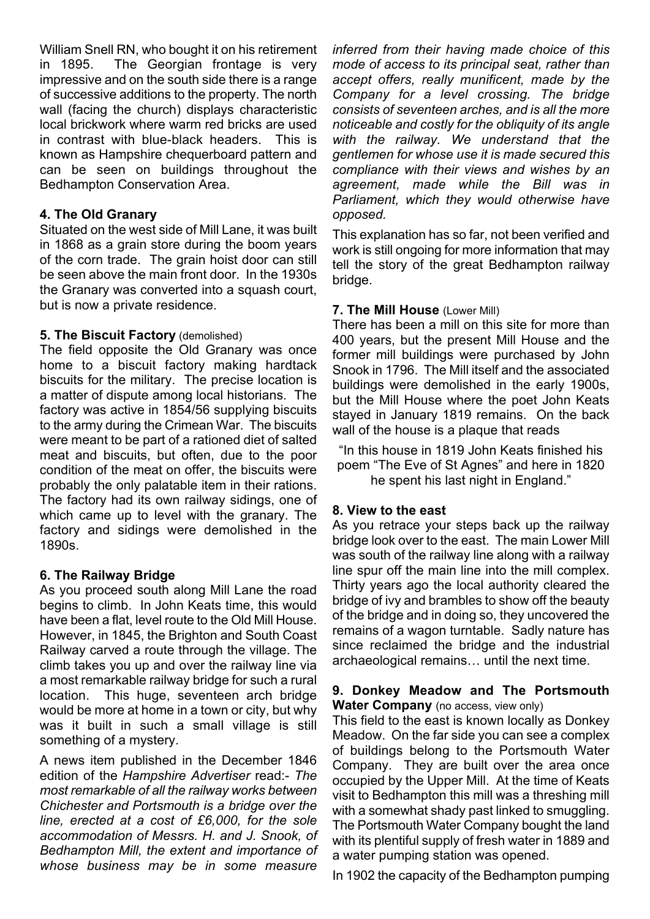William Snell RN, who bought it on his retirement in 1895. The Georgian frontage is very impressive and on the south side there is a range of successive additions to the property. The north wall (facing the church) displays characteristic local brickwork where warm red bricks are used in contrast with blue-black headers. This is known as Hampshire chequerboard pattern and can be seen on buildings throughout the Bedhampton Conservation Area.

### 4. The Old Granary

Situated on the west side of Mill Lane, it was built in 1868 as a grain store during the boom years of the corn trade. The grain hoist door can still be seen above the main front door. In the 1930s the Granary was converted into a squash court, but is now a private residence.

### 5. The Biscuit Factory (demolished)

The field opposite the Old Granary was once home to a biscuit factory making hardtack biscuits for the military. The precise location is a matter of dispute among local historians. The factory was active in 1854/56 supplying biscuits to the army during the Crimean War. The biscuits were meant to be part of a rationed diet of salted meat and biscuits, but often, due to the poor condition of the meat on offer, the biscuits were probably the only palatable item in their rations. The factory had its own railway sidings, one of which came up to level with the granary. The factory and sidings were demolished in the 1890s.

### 6. The Railway Bridge

As you proceed south along Mill Lane the road begins to climb. In John Keats time, this would have been a flat, level route to the Old Mill House. However, in 1845, the Brighton and South Coast Railway carved a route through the village. The climb takes you up and over the railway line via a most remarkable railway bridge for such a rural location. This huge, seventeen arch bridge would be more at home in a town or city, but why was it built in such a small village is still something of a mystery.

A news item published in the December 1846 edition of the *Hampshire Advertiser* read:- *The most remarkable of all the railway works between Chichester and Portsmouth is a bridge over the line, erected at a cost of £6,000, for the sole accommodation of Messrs. H. and J. Snook, of Bedhampton Mill, the extent and importance of whose business may be in some measure inferred from their having made choice of this mode of access to its principal seat, rather than accept offers, really munificent, made by the Company for a level crossing. The bridge consists of seventeen arches, and is all the more noticeable and costly for the obliquity of its angle with the railway. We understand that the gentlemen for whose use it is made secured this compliance with their views and wishes by an agreement, made while the Bill was in Parliament, which they would otherwise have opposed.*

This explanation has so far, not been verified and work is still ongoing for more information that may tell the story of the great Bedhampton railway bridge.

### 7. The Mill House (Lower Mill)

There has been a mill on this site for more than 400 years, but the present Mill House and the former mill buildings were purchased by John Snook in 1796. The Mill itself and the associated buildings were demolished in the early 1900s, but the Mill House where the poet John Keats stayed in January 1819 remains. On the back wall of the house is a plaque that reads

"In this house in 1819 John Keats finished his poem "The Eve of St Agnes" and here in 1820 he spent his last night in England."

### 8. View to the east

As you retrace your steps back up the railway bridge look over to the east. The main Lower Mill was south of the railway line along with a railway line spur off the main line into the mill complex. Thirty years ago the local authority cleared the bridge of ivy and brambles to show off the beauty of the bridge and in doing so, they uncovered the remains of a wagon turntable. Sadly nature has since reclaimed the bridge and the industrial archaeological remains… until the next time.

### 9. Donkey Meadow and The Portsmouth Water Company (no access, view only)

This field to the east is known locally as Donkey Meadow. On the far side you can see a complex of buildings belong to the Portsmouth Water Company. They are built over the area once occupied by the Upper Mill. At the time of Keats visit to Bedhampton this mill was a threshing mill with a somewhat shady past linked to smuggling. The Portsmouth Water Company bought the land with its plentiful supply of fresh water in 1889 and a water pumping station was opened.

In 1902 the capacity of the Bedhampton pumping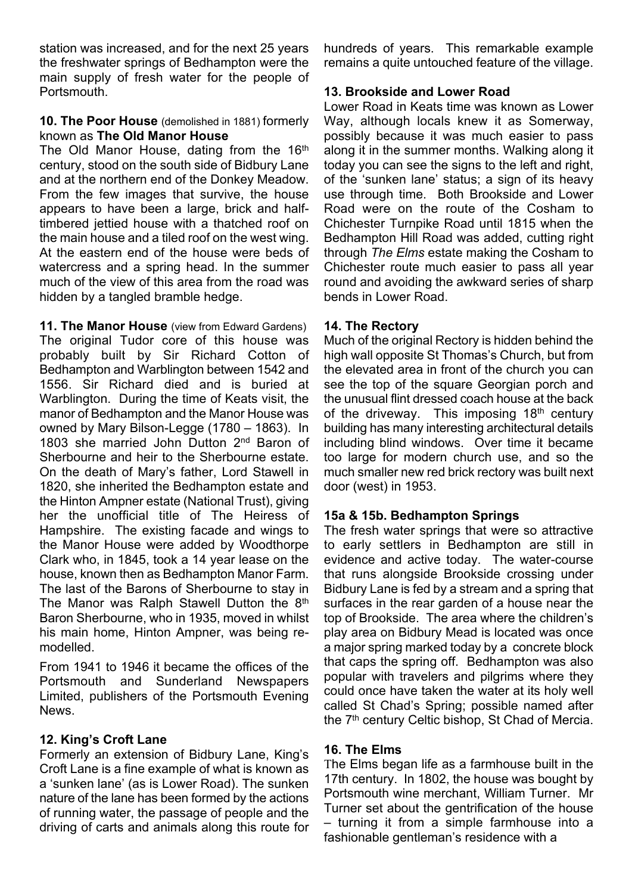station was increased, and for the next 25 years the freshwater springs of Bedhampton were the main supply of fresh water for the people of Portsmouth.

**10. The Poor House** (demolished in 1881) formerly known as **The Old Manor House**

The Old Manor House, dating from the 16th century, stood on the south side of Bidbury Lane and at the northern end of the Donkey Meadow. From the few images that survive, the house appears to have been a large, brick and half-timbered jettied house with a thatched roof on the main house and a tiled roof on the west wing. At the eastern end of the house were beds of watercress and a spring head. In the summer much of the view of this area from the road was hidden by a tangled bramble hedge.

**11. The Manor House** (view from Edward Gardens)

The original Tudor core of this house was probably built by Sir Richard Cotton of Bedhampton and Warblington between 1542 and 1556. Sir Richard died and is buried at Warblington. During the time of Keats visit, the manor of Bedhampton and the Manor House was owned by Mary Bilson-Legge (1780 – 1863). In 1803 she married John Dutton 2nd Baron of Sherbourne and heir to the Sherbourne estate. On the death of Mary's father, Lord Stawell in 1820, she inherited the Bedhampton estate and the Hinton Ampner estate (National Trust), giving her the unofficial title of The Heiress of Hampshire. The existing facade and wings to the Manor House were added by Woodthorpe Clark who, in 1845, took a 14 year lease on the house, known then as Bedhampton Manor Farm. The last of the Barons of Sherbourne to stay in The Manor was Ralph Stawell Dutton the 8th Baron Sherbourne, who in 1935, moved in whilst his main home, Hinton Ampner, was being re-modelled.

From 1941 to 1946 it became the offices of the Portsmouth and Sunderland Newspapers Limited, publishers of the Portsmouth Evening News.

**12. King's Croft Lane**

Formerly an extension of Bidbury Lane, King's Croft Lane is a fine example of what is known as a 'sunken lane' (as is Lower Road). The sunken nature of the lane has been formed by the actions of running water, the passage of people and the driving of carts and animals along this route for hundreds of years. This remarkable example remains a quite untouched feature of the village.

**13. Brookside and Lower Road**

Lower Road in Keats time was known as Lower Way, although locals knew it as Somerway, possibly because it was much easier to pass along it in the summer months. Walking along it today you can see the signs to the left and right, of the 'sunken lane' status; a sign of its heavy use through time. Both Brookside and Lower Road were on the route of the Cosham to Chichester Turnpike Road until 1815 when the Bedhampton Hill Road was added, cutting right through *The Elms* estate making the Cosham to Chichester route much easier to pass all year round and avoiding the awkward series of sharp bends in Lower Road.

**14. The Rectory**

Much of the original Rectory is hidden behind the high wall opposite St Thomas's Church, but from the elevated area in front of the church you can see the top of the square Georgian porch and the unusual flint dressed coach house at the back of the driveway. This imposing 18th century building has many interesting architectural details including blind windows. Over time it became too large for modern church use, and so the much smaller new red brick rectory was built next door (west) in 1953.

**15a & 15b. Bedhampton Springs**

The fresh water springs that were so attractive to early settlers in Bedhampton are still in evidence and active today. The water-course that runs alongside Brookside crossing under Bidbury Lane is fed by a stream and a spring that surfaces in the rear garden of a house near the top of Brookside. The area where the children's play area on Bidbury Mead is located was once a major spring marked today by a concrete block that caps the spring off. Bedhampton was also popular with travelers and pilgrims where they could once have taken the water at its holy well called St Chad's Spring; possible named after the 7th century Celtic bishop, St Chad of Mercia.

**16. The Elms**

The Elms began life as a farmhouse built in the 17th century. In 1802, the house was bought by Portsmouth wine merchant, William Turner. Mr Turner set about the gentrification of the house – turning it from a simple farmhouse into a fashionable gentleman's residence with a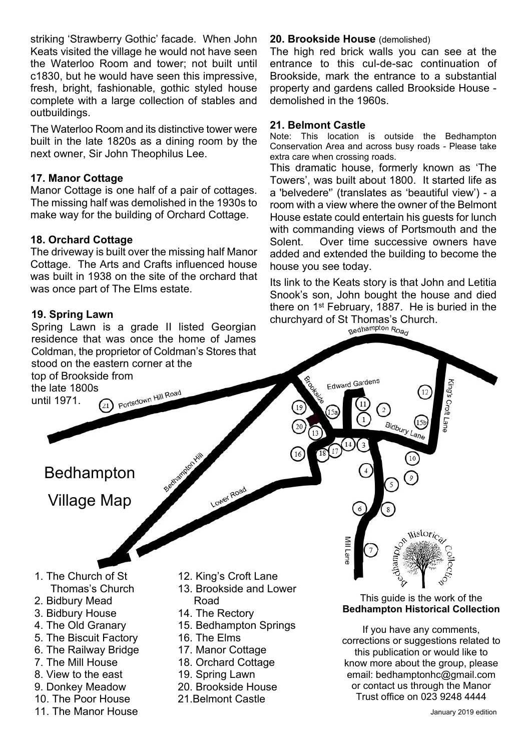striking 'Strawberry Gothic' facade. When John Keats visited the village he would not have seen the Waterloo Room and tower; not built until c1830, but he would have seen this impressive, fresh, bright, fashionable, gothic styled house complete with a large collection of stables and outbuildings.

The Waterloo Room and its distinctive tower were built in the late 1820s as a dining room by the next owner, Sir John Theophilus Lee.

**17. Manor Cottage**

Manor Cottage is one half of a pair of cottages. The missing half was demolished in the 1930s to make way for the building of Orchard Cottage.

**18. Orchard Cottage**

The driveway is built over the missing half Manor Cottage. The Arts and Crafts influenced house was built in 1938 on the site of the orchard that was once part of The Elms estate.

**19. Spring Lawn**

Spring Lawn is a grade II listed Georgian residence that was once the home of James Coldman, the proprietor of Coldman's Stores that stood on the eastern corner at the top of Brookside from the late 1800s until 1971.

**20. Brookside House** (demolished)

The high red brick walls you can see at the entrance to this cul-de-sac continuation of Brookside, mark the entrance to a substantial property and gardens called Brookside House - demolished in the 1960s.

**21. Belmont Castle**

Note: This location is outside the Bedhampton Conservation Area and across busy roads - Please take extra care when crossing roads.

This dramatic house, formerly known as 'The Towers', was built about 1800. It started life as a 'belvedere'' (translates as 'beautiful view') - a room with a view where the owner of the Belmont House estate could entertain his guests for lunch with commanding views of Portsmouth and the Solent. Over time successive owners have added and extended the building to become the house you see today.

Its link to the Keats story is that John and Letitia Snook's son, John bought the house and died there on 1st February, 1887. He is buried in the churchyard of St Thomas's Church.

Bedhampton Road
Edward Gardens
King's Croft Lane
Brookside
Portsdown Hill Road
Bidbury Lane
Bedhampton Hill
Lower Road
Mill Lane

Bedhampton Village Map

1. The Church of St Thomas's Church
2. Bidbury Mead
3. Bidbury House
4. The Old Granary
5. The Biscuit Factory
6. The Railway Bridge
7. The Mill House
8. View to the east
9. Donkey Meadow
10. The Poor House
11. The Manor House
12. King's Croft Lane
13. Brookside and Lower Road
14. The Rectory
15. Bedhampton Springs
16. The Elms
17. Manor Cottage
18. Orchard Cottage
19. Spring Lawn
20. Brookside House
21. Belmont Castle

Bedhampton Historical Collection

This guide is the work of the **Bedhampton Historical Collection**

If you have any comments, corrections or suggestions related to this publication or would like to know more about the group, please email: bedhamptonhc@gmail.com or contact us through the Manor Trust office on 023 9248 4444

January 2019 edition